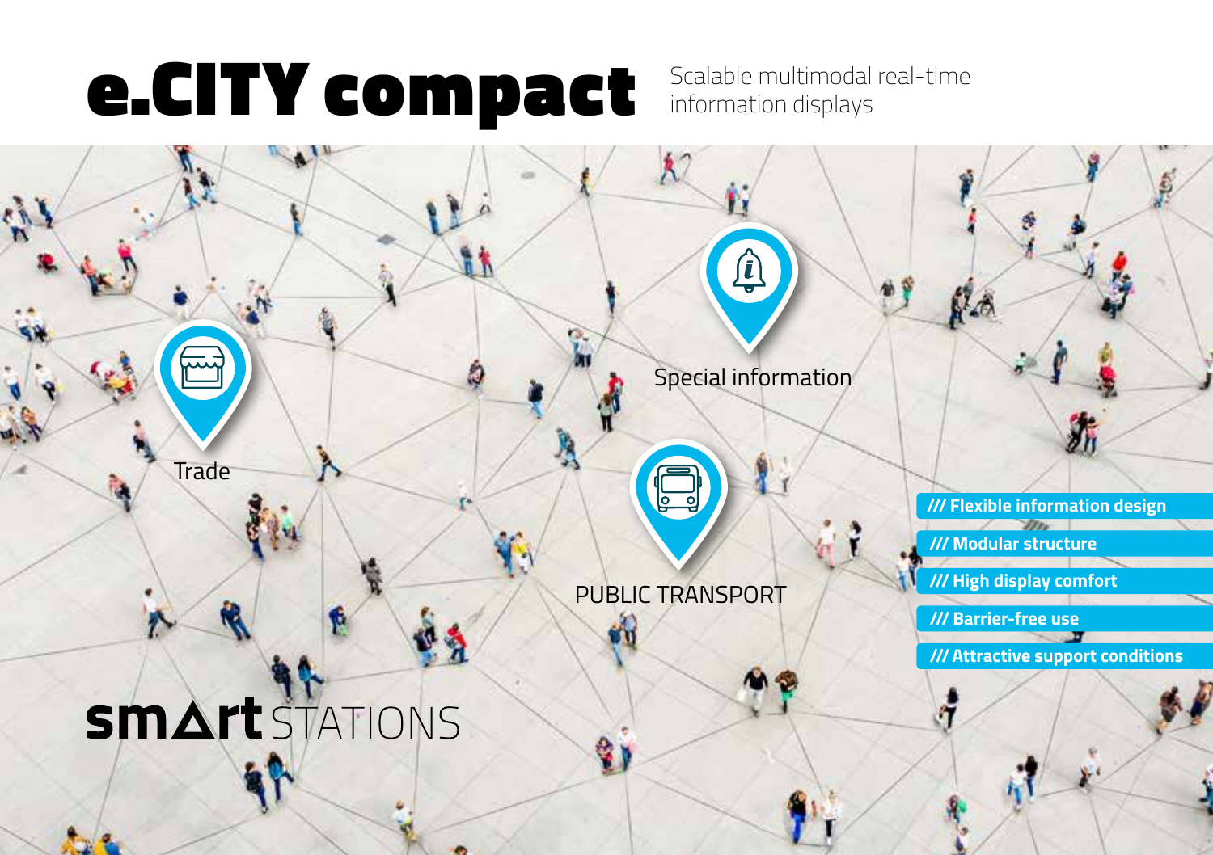# e.CITY compact

Scalable multimodal real-time information displays

Special information

Trade

PUBLIC TRANSPORT

- **/// Flexible information design**
- **/// Modular structure**
- **/// High display comfort**
- **/// Barrier-free use**
- **/// Attractive support conditions**

**smArt** STATIONS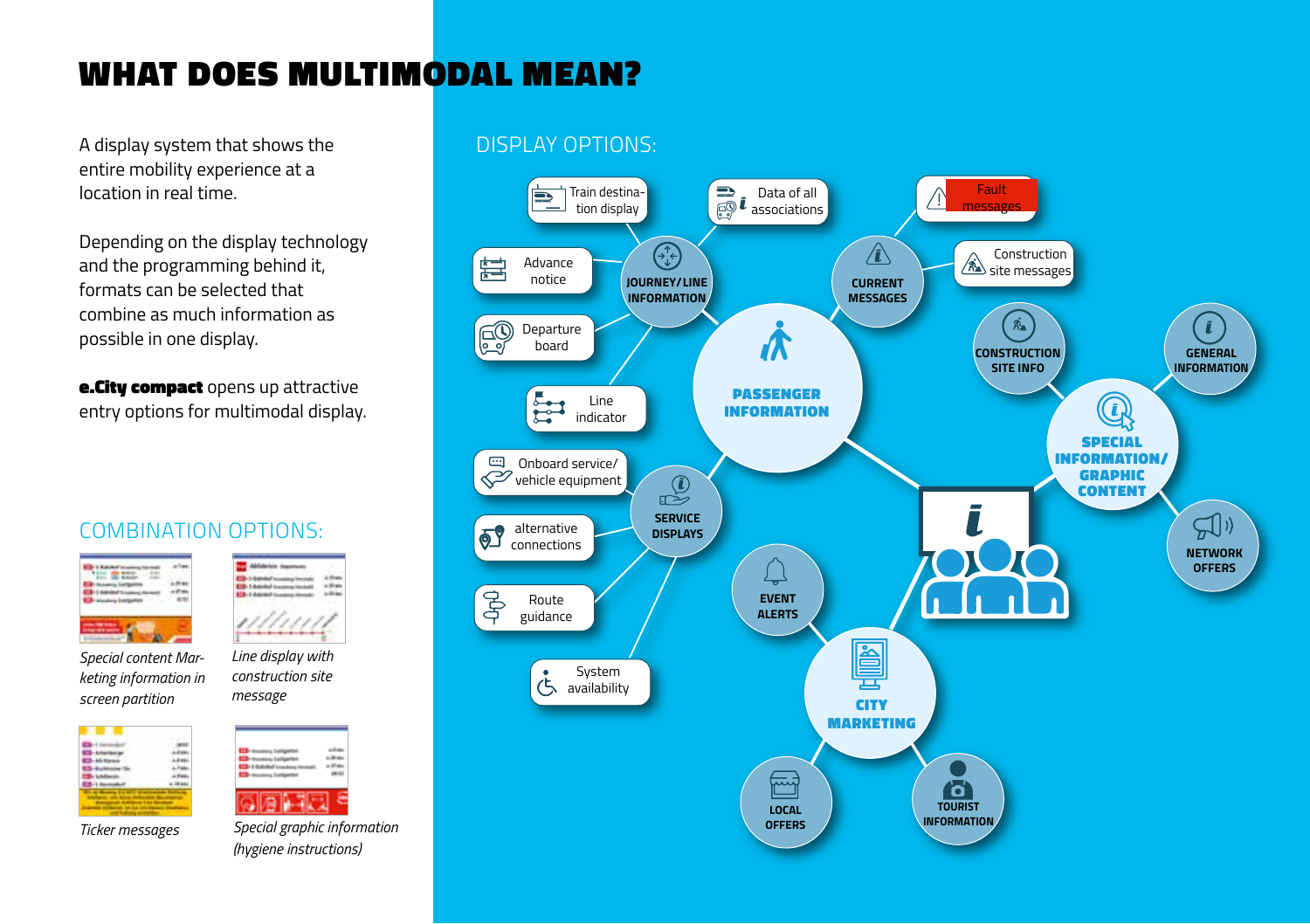# WHAT DOES MULTIMODAL MEAN?

A display system that shows the entire mobility experience at a location in real time.

Depending on the display technology and the programming behind it, formats can be selected that combine as much information as possible in one display.

**e.City compact** opens up attractive entry options for multimodal display.

## COMBINATION OPTIONS:

*Special content Marketing information in screen partition*

*Line display with construction site message*

*Ticker messages*

*Special graphic information (hygiene instructions)*

## DISPLAY OPTIONS:

**PASSENGER INFORMATION**

**JOURNEY/LINE INFORMATION**
- Train destination display
- Data of all associations
- Advance notice
- Departure board
- Line indicator

**CURRENT MESSAGES**
- Fault messages
- Construction site messages

**SERVICE DISPLAYS**
- Onboard service/ vehicle equipment
- alternative connections
- Route guidance
- System availability

**SPECIAL INFORMATION/ GRAPHIC CONTENT**
- CONSTRUCTION SITE INFO
- GENERAL INFORMATION
- NETWORK OFFERS

**CITY MARKETING**
- EVENT ALERTS
- LOCAL OFFERS
- TOURIST INFORMATION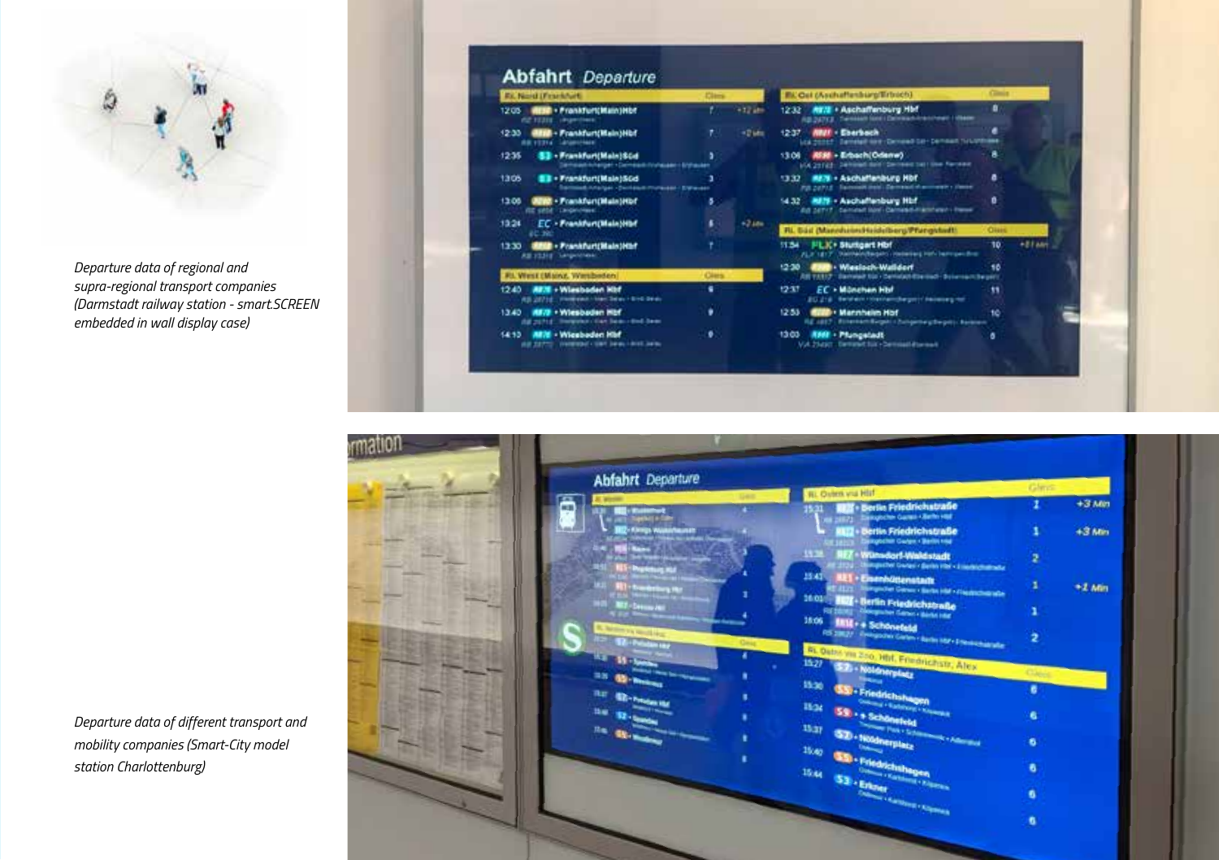*Departure data of regional and supra-regional transport companies (Darmstadt railway station - smart.SCREEN embedded in wall display case)*

*Departure data of different transport and mobility companies (Smart-City model station Charlottenburg)*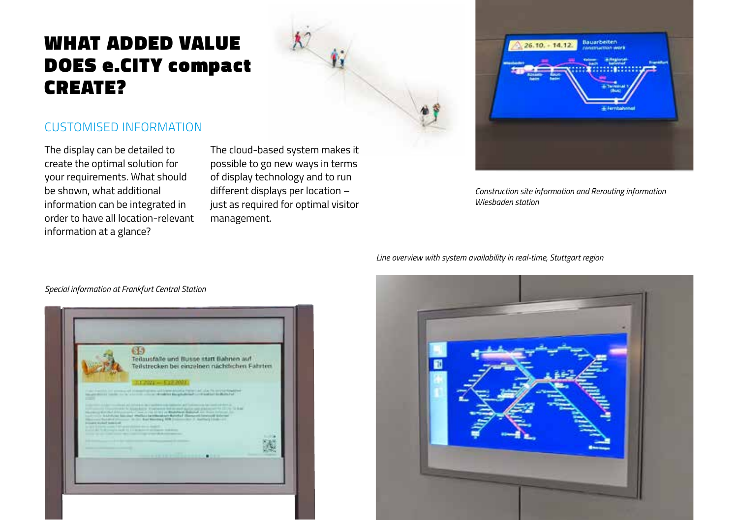# WHAT ADDED VALUE DOES e.CITY compact CREATE?

## CUSTOMISED INFORMATION

The display can be detailed to create the optimal solution for your requirements. What should be shown, what additional information can be integrated in order to have all location-relevant information at a glance?

The cloud-based system makes it possible to go new ways in terms of display technology and to run different displays per location – just as required for optimal visitor management.

*Construction site information and Rerouting information Wiesbaden station*

*Line overview with system availability in real-time, Stuttgart region*

*Special information at Frankfurt Central Station*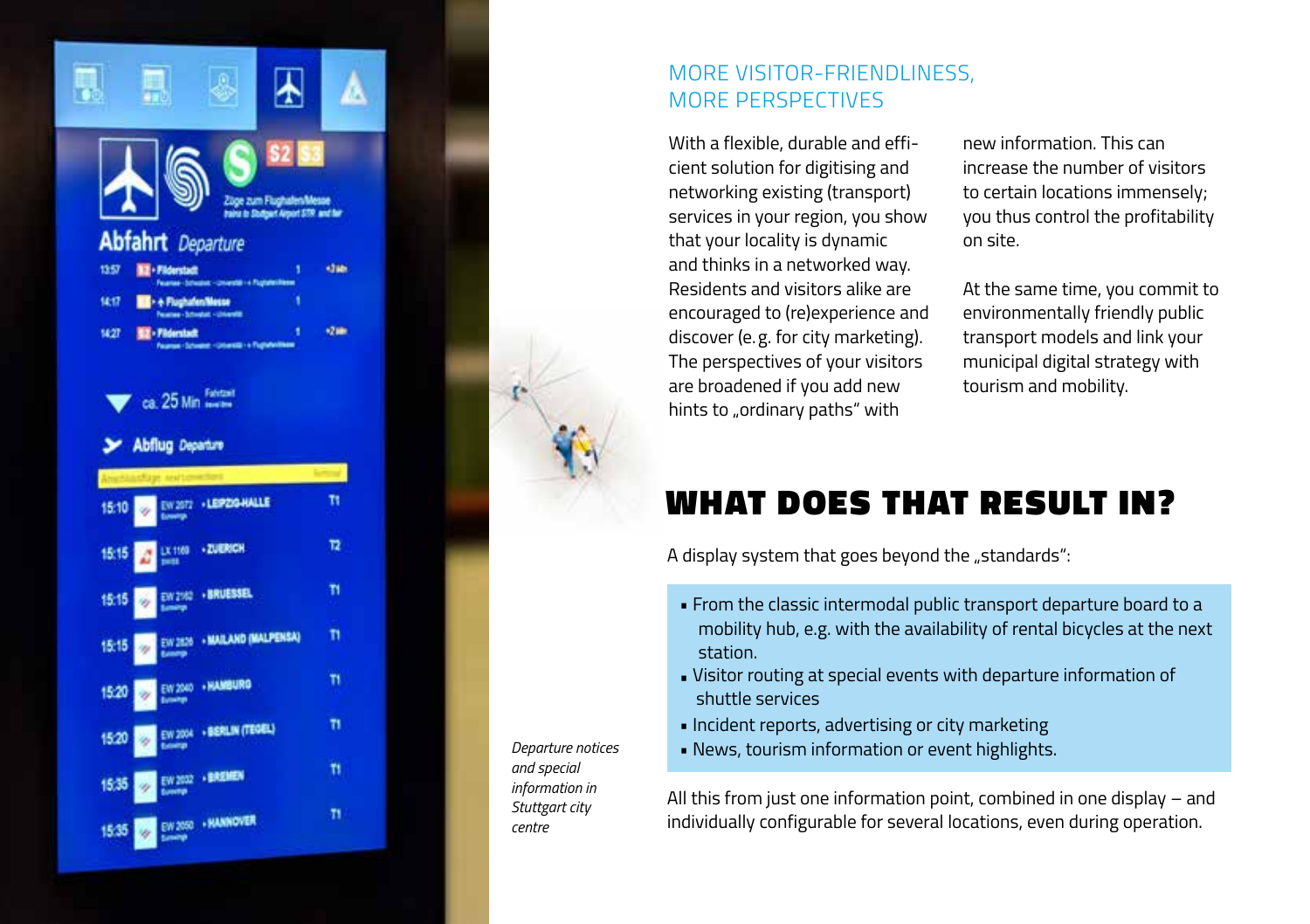## MORE VISITOR-FRIENDLINESS, MORE PERSPECTIVES

With a flexible, durable and efficient solution for digitising and networking existing (transport) services in your region, you show that your locality is dynamic and thinks in a networked way. Residents and visitors alike are encouraged to (re)experience and discover (e. g. for city marketing). The perspectives of your visitors are broadened if you add new hints to „ordinary paths" with new information. This can increase the number of visitors to certain locations immensely; you thus control the profitability on site.

At the same time, you commit to environmentally friendly public transport models and link your municipal digital strategy with tourism and mobility.

*Departure notices and special information in Stuttgart city centre*

# WHAT DOES THAT RESULT IN?

A display system that goes beyond the „standards":

- From the classic intermodal public transport departure board to a mobility hub, e.g. with the availability of rental bicycles at the next station.
- Visitor routing at special events with departure information of shuttle services
- Incident reports, advertising or city marketing
- News, tourism information or event highlights.

All this from just one information point, combined in one display – and individually configurable for several locations, even during operation.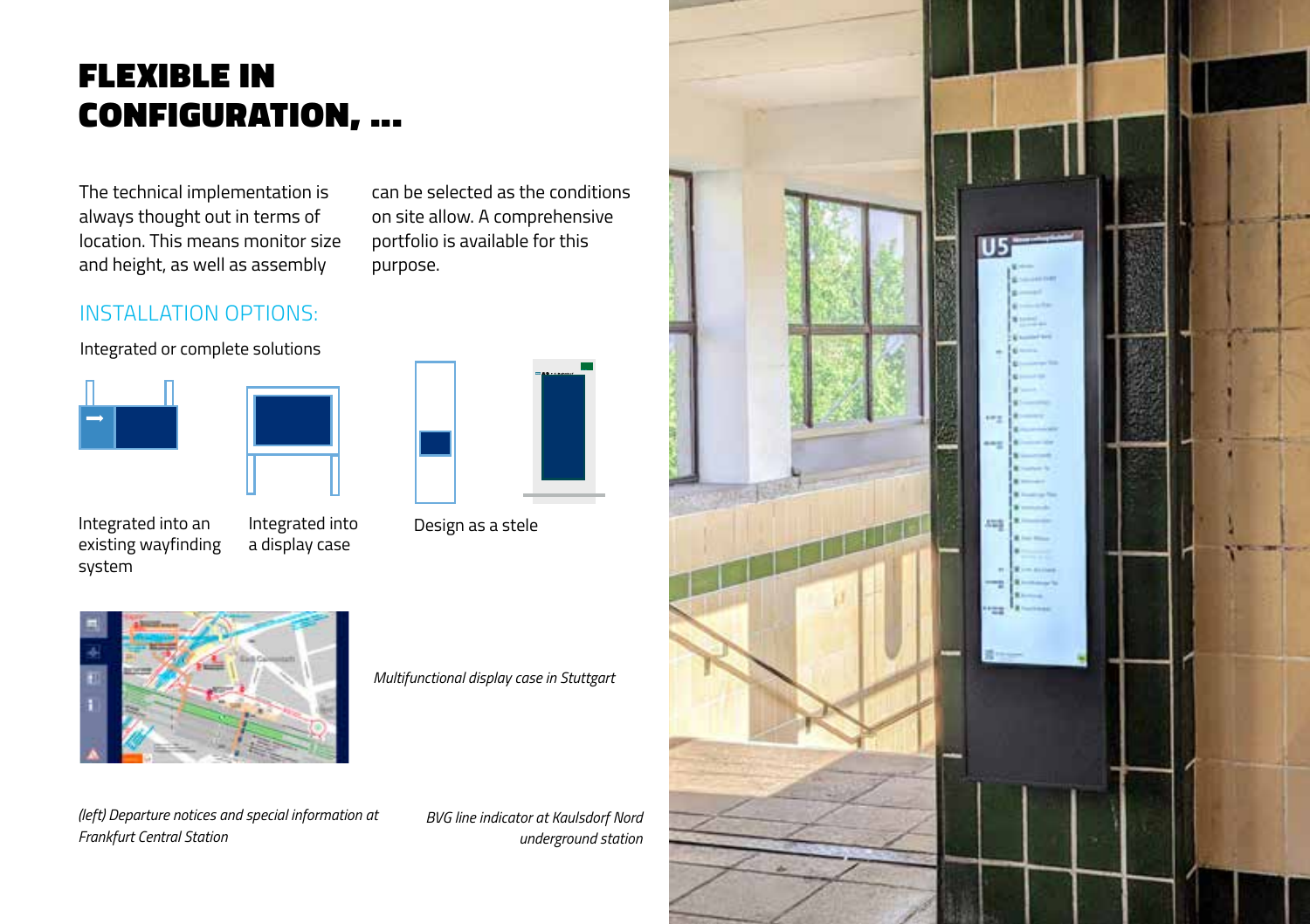# FLEXIBLE IN CONFIGURATION, ...

The technical implementation is always thought out in terms of location. This means monitor size and height, as well as assembly can be selected as the conditions on site allow. A comprehensive portfolio is available for this purpose.

## INSTALLATION OPTIONS:

Integrated or complete solutions

Integrated into an existing wayfinding system

Integrated into a display case

Design as a stele

*Multifunctional display case in Stuttgart*

*(left) Departure notices and special information at Frankfurt Central Station*

*BVG line indicator at Kaulsdorf Nord underground station*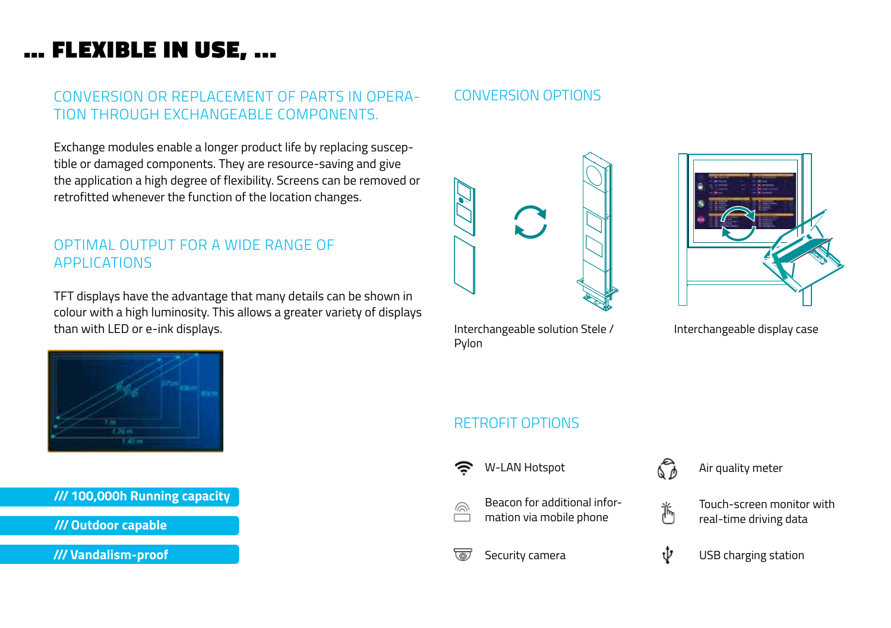# … FLEXIBLE IN USE, …

## CONVERSION OR REPLACEMENT OF PARTS IN OPERATION THROUGH EXCHANGEABLE COMPONENTS.

Exchange modules enable a longer product life by replacing susceptible or damaged components. They are resource-saving and give the application a high degree of flexibility. Screens can be removed or retrofitted whenever the function of the location changes.

## OPTIMAL OUTPUT FOR A WIDE RANGE OF APPLICATIONS

TFT displays have the advantage that many details can be shown in colour with a high luminosity. This allows a greater variety of displays than with LED or e-ink displays.

**/// 100,000h Running capacity**

**/// Outdoor capable**

**/// Vandalism-proof**

## CONVERSION OPTIONS

Interchangeable solution Stele / Pylon

Interchangeable display case

## RETROFIT OPTIONS

- W-LAN Hotspot
- Beacon for additional information via mobile phone
- Security camera
- Air quality meter
- Touch-screen monitor with real-time driving data
- USB charging station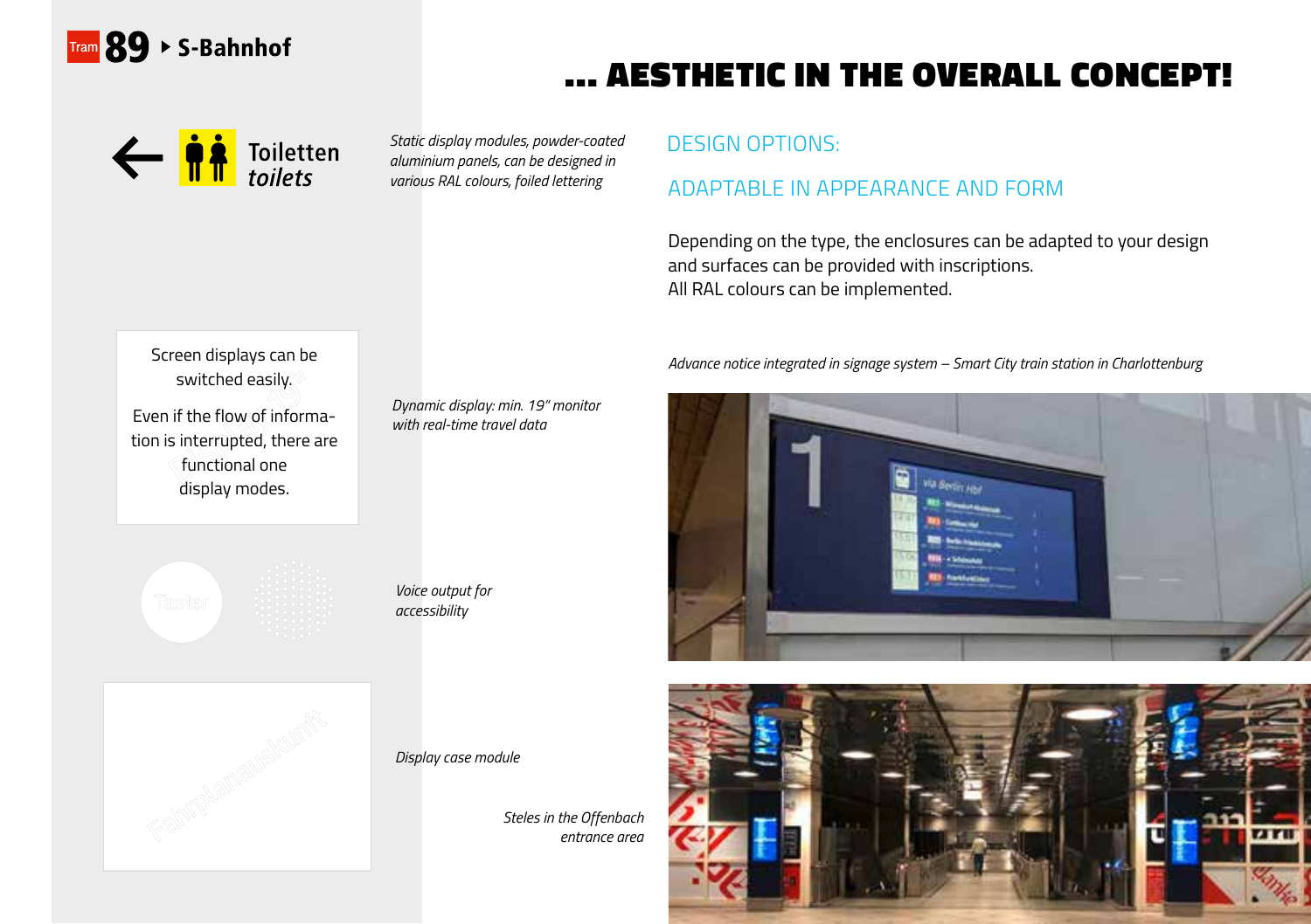# ... AESTHETIC IN THE OVERALL CONCEPT!

Tram 89 ▸ S-Bahnhof

Toiletten
*toilets*

*Static display modules, powder-coated aluminium panels, can be designed in various RAL colours, foiled lettering*

Screen displays can be switched easily.

Even if the flow of information is interrupted, there are functional one display modes.

*Dynamic display: min. 19" monitor with real-time travel data*

*Voice output for accessibility*

*Display case module*

*Steles in the Offenbach entrance area*

## DESIGN OPTIONS:

## ADAPTABLE IN APPEARANCE AND FORM

Depending on the type, the enclosures can be adapted to your design and surfaces can be provided with inscriptions.
All RAL colours can be implemented.

*Advance notice integrated in signage system – Smart City train station in Charlottenburg*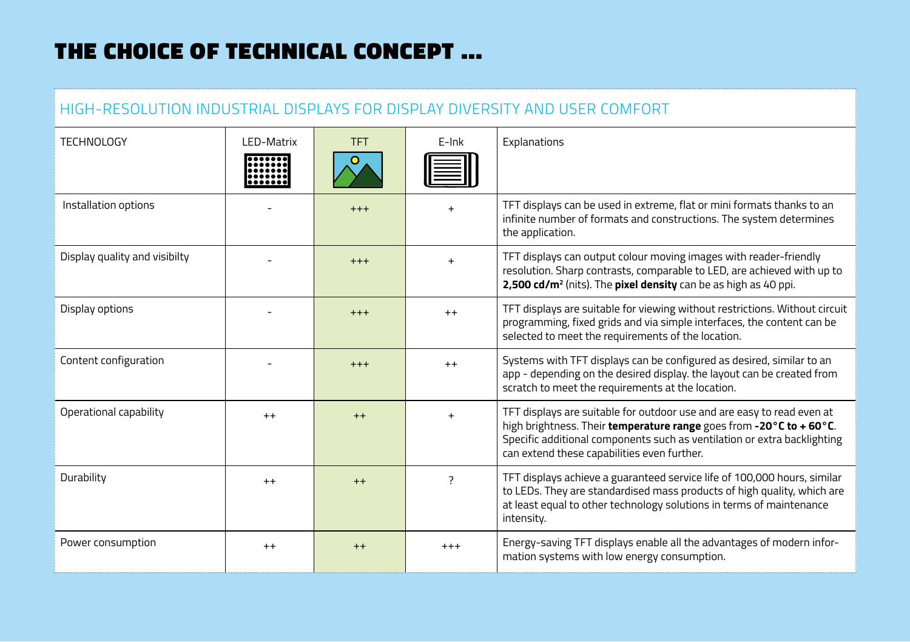# THE CHOICE OF TECHNICAL CONCEPT ...

## HIGH-RESOLUTION INDUSTRIAL DISPLAYS FOR DISPLAY DIVERSITY AND USER COMFORT

| TECHNOLOGY | LED-Matrix | TFT | E-Ink | Explanations |
|---|---|---|---|---|
| Installation options | - | +++ | + | TFT displays can be used in extreme, flat or mini formats thanks to an infinite number of formats and constructions. The system determines the application. |
| Display quality and visibilty | - | +++ | + | TFT displays can output colour moving images with reader-friendly resolution. Sharp contrasts, comparable to LED, are achieved with up to **2,500 cd/m²** (nits). The **pixel density** can be as high as 40 ppi. |
| Display options | - | +++ | ++ | TFT displays are suitable for viewing without restrictions. Without circuit programming, fixed grids and via simple interfaces, the content can be selected to meet the requirements of the location. |
| Content configuration | - | +++ | ++ | Systems with TFT displays can be configured as desired, similar to an app - depending on the desired display. the layout can be created from scratch to meet the requirements at the location. |
| Operational capability | ++ | ++ | + | TFT displays are suitable for outdoor use and are easy to read even at high brightness. Their **temperature range** goes from **-20°C to + 60°C**. Specific additional components such as ventilation or extra backlighting can extend these capabilities even further. |
| Durability | ++ | ++ | ? | TFT displays achieve a guaranteed service life of 100,000 hours, similar to LEDs. They are standardised mass products of high quality, which are at least equal to other technology solutions in terms of maintenance intensity. |
| Power consumption | ++ | ++ | +++ | Energy-saving TFT displays enable all the advantages of modern information systems with low energy consumption. |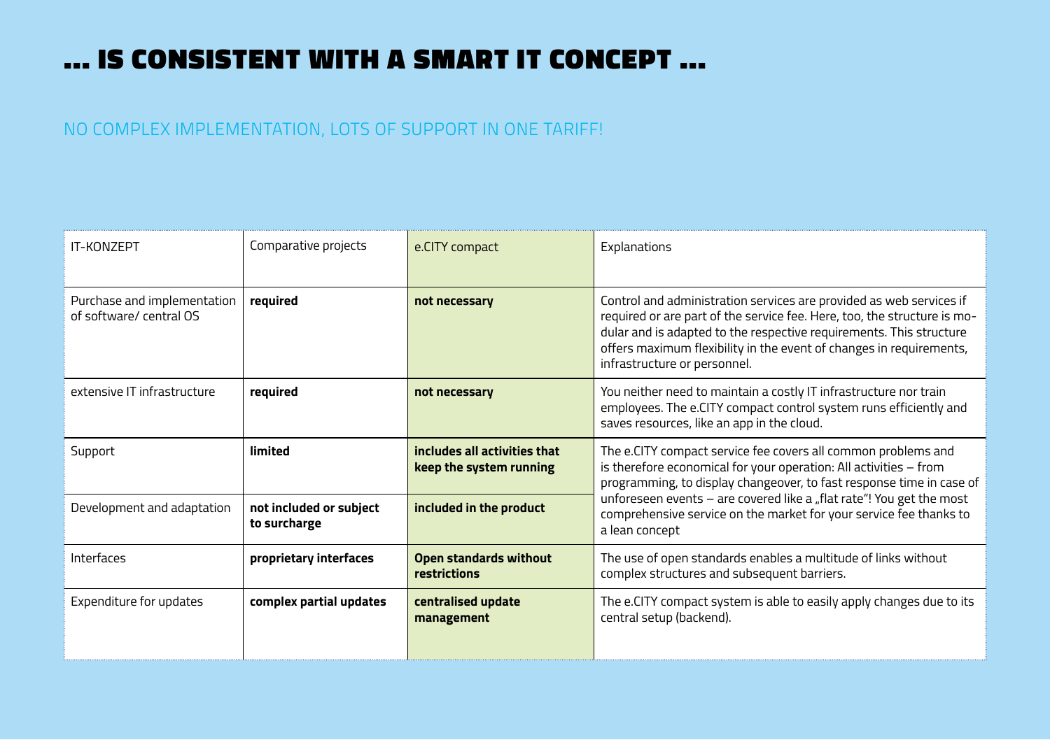# ... IS CONSISTENT WITH A SMART IT CONCEPT ...

NO COMPLEX IMPLEMENTATION, LOTS OF SUPPORT IN ONE TARIFF!

| IT-KONZEPT | Comparative projects | e.CITY compact | Explanations |
|---|---|---|---|
| Purchase and implementation of software/ central OS | **required** | **not necessary** | Control and administration services are provided as web services if required or are part of the service fee. Here, too, the structure is modular and is adapted to the respective requirements. This structure offers maximum flexibility in the event of changes in requirements, infrastructure or personnel. |
| extensive IT infrastructure | **required** | **not necessary** | You neither need to maintain a costly IT infrastructure nor train employees. The e.CITY compact control system runs efficiently and saves resources, like an app in the cloud. |
| Support | **limited** | **includes all activities that keep the system running** | The e.CITY compact service fee covers all common problems and is therefore economical for your operation: All activities – from programming, to display changeover, to fast response time in case of unforeseen events – are covered like a „flat rate"! You get the most comprehensive service on the market for your service fee thanks to a lean concept |
| Development and adaptation | **not included or subject to surcharge** | **included in the product** | |
| Interfaces | **proprietary interfaces** | **Open standards without restrictions** | The use of open standards enables a multitude of links without complex structures and subsequent barriers. |
| Expenditure for updates | **complex partial updates** | **centralised update management** | The e.CITY compact system is able to easily apply changes due to its central setup (backend). |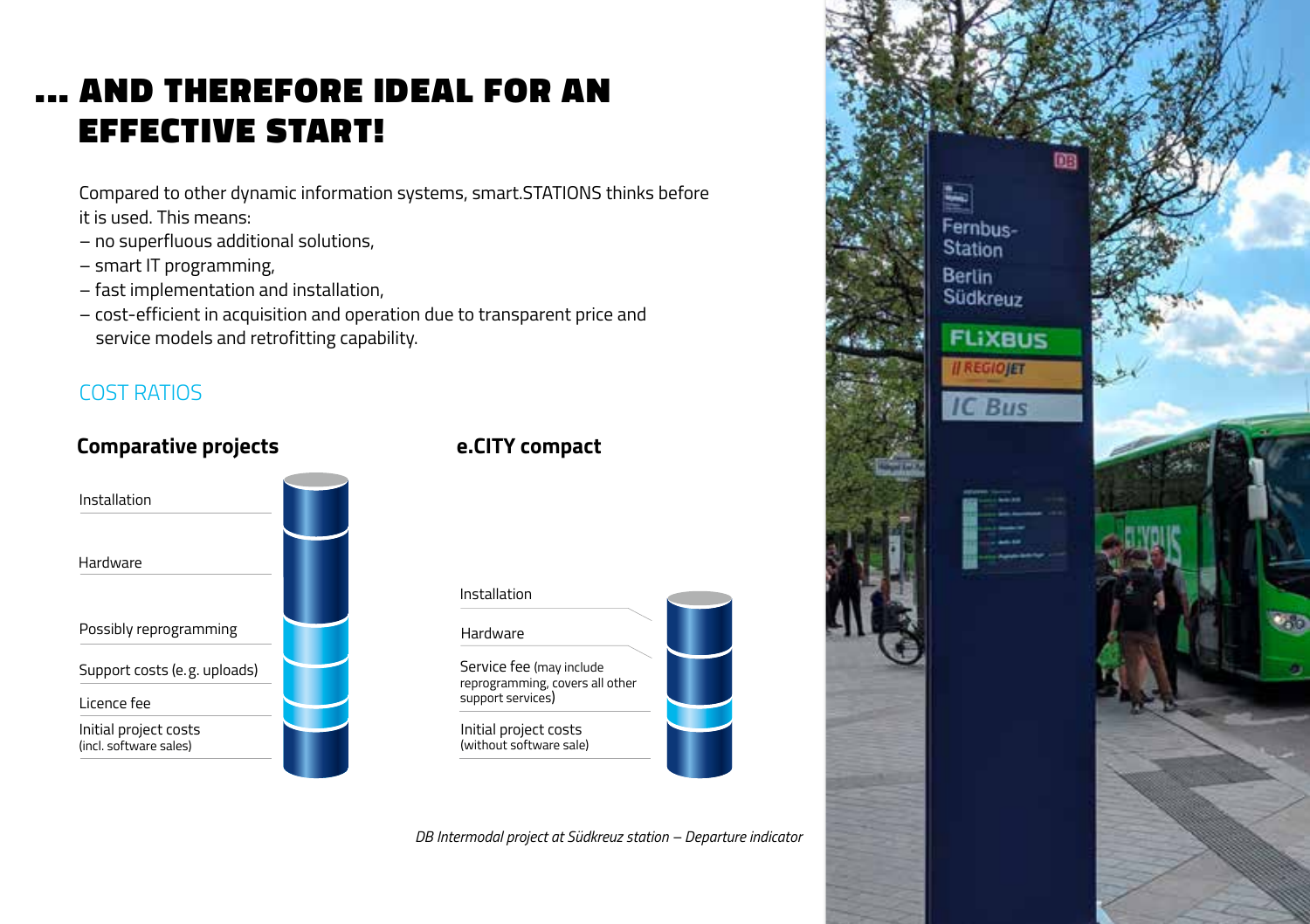# … AND THEREFORE IDEAL FOR AN EFFECTIVE START!

Compared to other dynamic information systems, smart.STATIONS thinks before it is used. This means:

- no superfluous additional solutions,
- smart IT programming,
- fast implementation and installation,
- cost-efficient in acquisition and operation due to transparent price and service models and retrofitting capability.

## COST RATIOS

### Comparative projects

- Installation
- Hardware
- Possibly reprogramming
- Support costs (e.g. uploads)
- Licence fee
- Initial project costs (incl. software sales)

### e.CITY compact

- Installation
- Hardware
- Service fee (may include reprogramming, covers all other support services)
- Initial project costs (without software sale)

*DB Intermodal project at Südkreuz station – Departure indicator*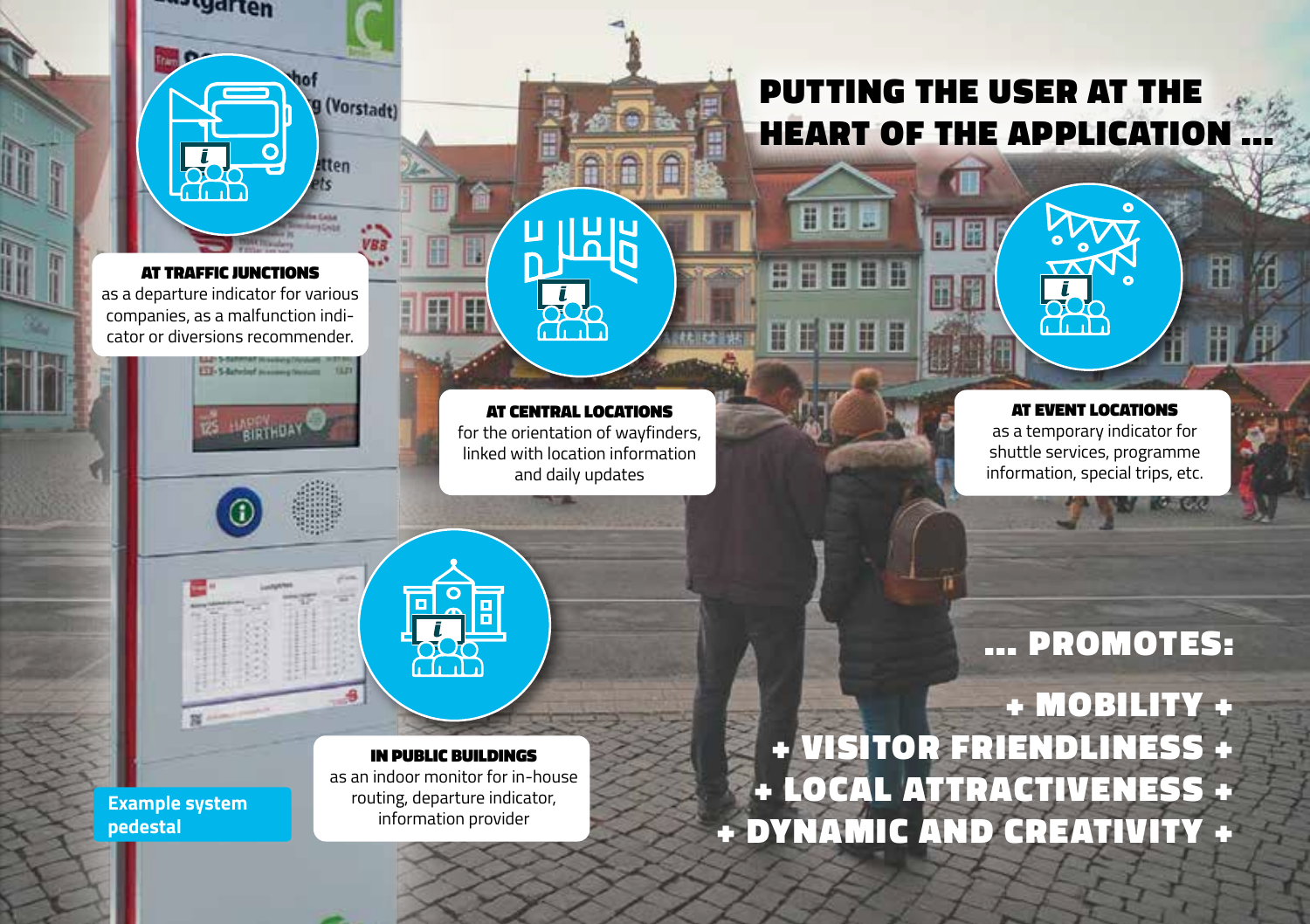# PUTTING THE USER AT THE HEART OF THE APPLICATION ...

**AT TRAFFIC JUNCTIONS**
as a departure indicator for various companies, as a malfunction indicator or diversions recommender.

**AT CENTRAL LOCATIONS**
for the orientation of wayfinders, linked with location information and daily updates

**AT EVENT LOCATIONS**
as a temporary indicator for shuttle services, programme information, special trips, etc.

**IN PUBLIC BUILDINGS**
as an indoor monitor for in-house routing, departure indicator, information provider

**Example system pedestal**

## ... PROMOTES:

**+ MOBILITY +**
**+ VISITOR FRIENDLINESS +**
**+ LOCAL ATTRACTIVENESS +**
**+ DYNAMIC AND CREATIVITY +**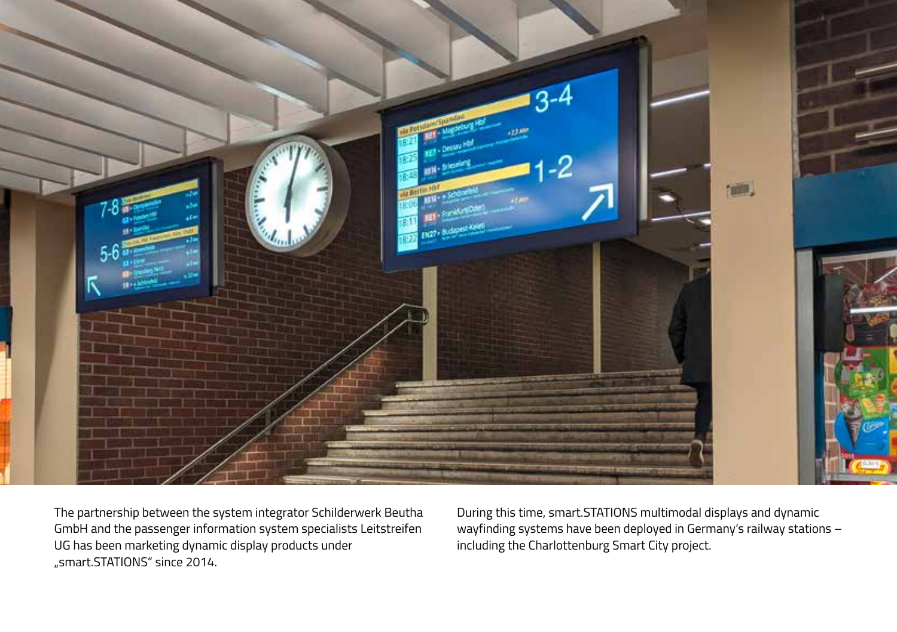The partnership between the system integrator Schilderwerk Beutha GmbH and the passenger information system specialists Leitstreifen UG has been marketing dynamic display products under „smart.STATIONS" since 2014.

During this time, smart.STATIONS multimodal displays and dynamic wayfinding systems have been deployed in Germany's railway stations – including the Charlottenburg Smart City project.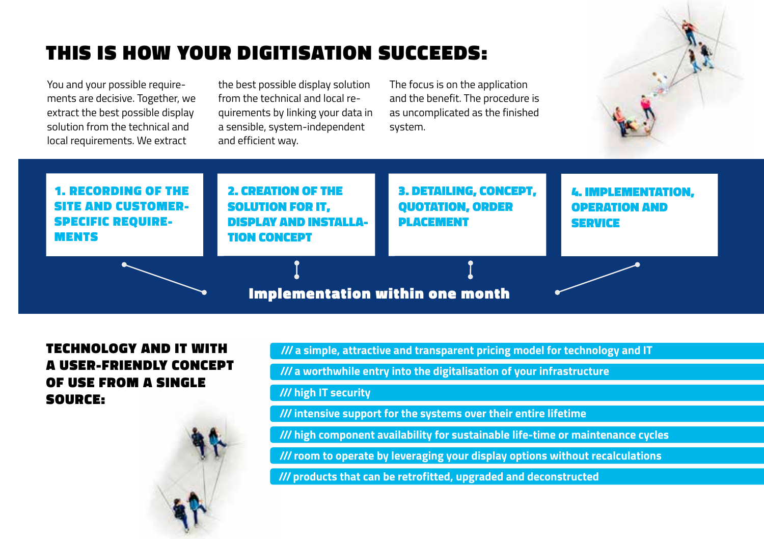# THIS IS HOW YOUR DIGITISATION SUCCEEDS:

You and your possible requirements are decisive. Together, we extract the best possible display solution from the technical and local requirements. We extract the best possible display solution from the technical and local requirements by linking your data in a sensible, system-independent and efficient way. The focus is on the application and the benefit. The procedure is as uncomplicated as the finished system.

**1. RECORDING OF THE SITE AND CUSTOMER-SPECIFIC REQUIREMENTS**

**2. CREATION OF THE SOLUTION FOR IT, DISPLAY AND INSTALLATION CONCEPT**

**3. DETAILING, CONCEPT, QUOTATION, ORDER PLACEMENT**

**4. IMPLEMENTATION, OPERATION AND SERVICE**

**Implementation within one month**

## TECHNOLOGY AND IT WITH A USER-FRIENDLY CONCEPT OF USE FROM A SINGLE SOURCE:

- /// a simple, attractive and transparent pricing model for technology and IT
- /// a worthwhile entry into the digitalisation of your infrastructure
- /// high IT security
- /// intensive support for the systems over their entire lifetime
- /// high component availability for sustainable life-time or maintenance cycles
- /// room to operate by leveraging your display options without recalculations
- /// products that can be retrofitted, upgraded and deconstructed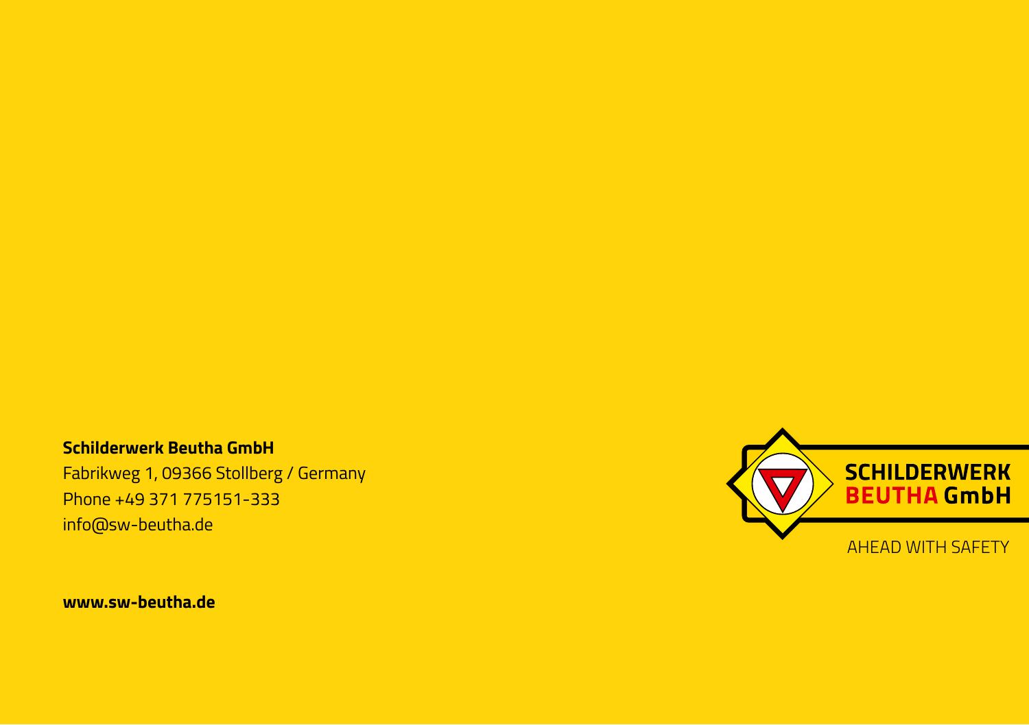**Schilderwerk Beutha GmbH**
Fabrikweg 1, 09366 Stollberg / Germany
Phone +49 371 775151-333
info@sw-beutha.de

**www.sw-beutha.de**

SCHILDERWERK
BEUTHA GmbH

AHEAD WITH SAFETY